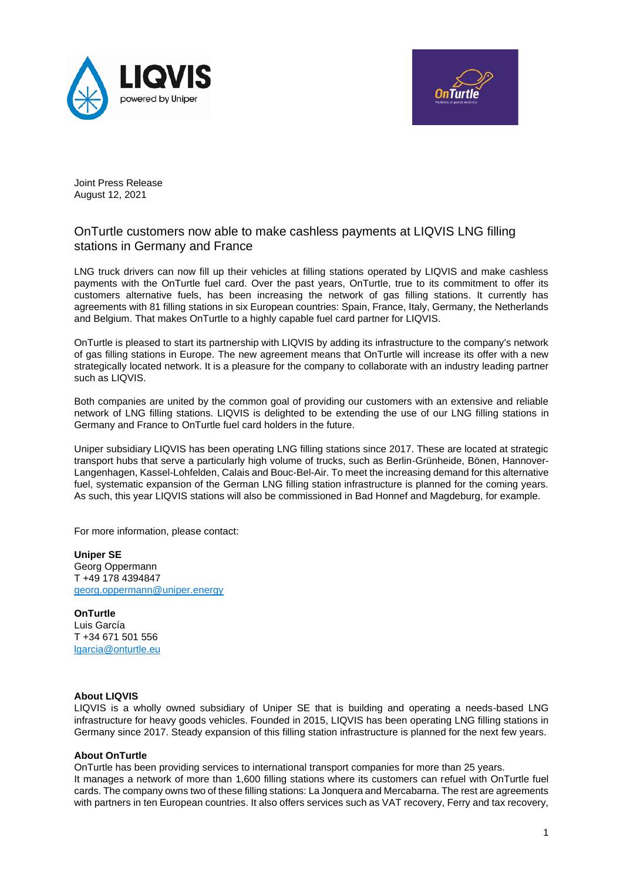Joint Press Release
August 12, 2021

# OnTurtle customers now able to make cashless payments at LIQVIS LNG filling stations in Germany and France

LNG truck drivers can now fill up their vehicles at filling stations operated by LIQVIS and make cashless payments with the OnTurtle fuel card. Over the past years, OnTurtle, true to its commitment to offer its customers alternative fuels, has been increasing the network of gas filling stations. It currently has agreements with 81 filling stations in six European countries: Spain, France, Italy, Germany, the Netherlands and Belgium. That makes OnTurtle to a highly capable fuel card partner for LIQVIS.

OnTurtle is pleased to start its partnership with LIQVIS by adding its infrastructure to the company's network of gas filling stations in Europe. The new agreement means that OnTurtle will increase its offer with a new strategically located network. It is a pleasure for the company to collaborate with an industry leading partner such as LIQVIS.

Both companies are united by the common goal of providing our customers with an extensive and reliable network of LNG filling stations. LIQVIS is delighted to be extending the use of our LNG filling stations in Germany and France to OnTurtle fuel card holders in the future.

Uniper subsidiary LIQVIS has been operating LNG filling stations since 2017. These are located at strategic transport hubs that serve a particularly high volume of trucks, such as Berlin-Grünheide, Bönen, Hannover-Langenhagen, Kassel-Lohfelden, Calais and Bouc-Bel-Air. To meet the increasing demand for this alternative fuel, systematic expansion of the German LNG filling station infrastructure is planned for the coming years. As such, this year LIQVIS stations will also be commissioned in Bad Honnef and Magdeburg, for example.

For more information, please contact:

**Uniper SE**
Georg Oppermann
T +49 178 4394847
georg.oppermann@uniper.energy

**OnTurtle**
Luis García
T +34 671 501 556
lgarcia@onturtle.eu

**About LIQVIS**
LIQVIS is a wholly owned subsidiary of Uniper SE that is building and operating a needs-based LNG infrastructure for heavy goods vehicles. Founded in 2015, LIQVIS has been operating LNG filling stations in Germany since 2017. Steady expansion of this filling station infrastructure is planned for the next few years.

**About OnTurtle**
OnTurtle has been providing services to international transport companies for more than 25 years.
It manages a network of more than 1,600 filling stations where its customers can refuel with OnTurtle fuel cards. The company owns two of these filling stations: La Jonquera and Mercabarna. The rest are agreements with partners in ten European countries. It also offers services such as VAT recovery, Ferry and tax recovery,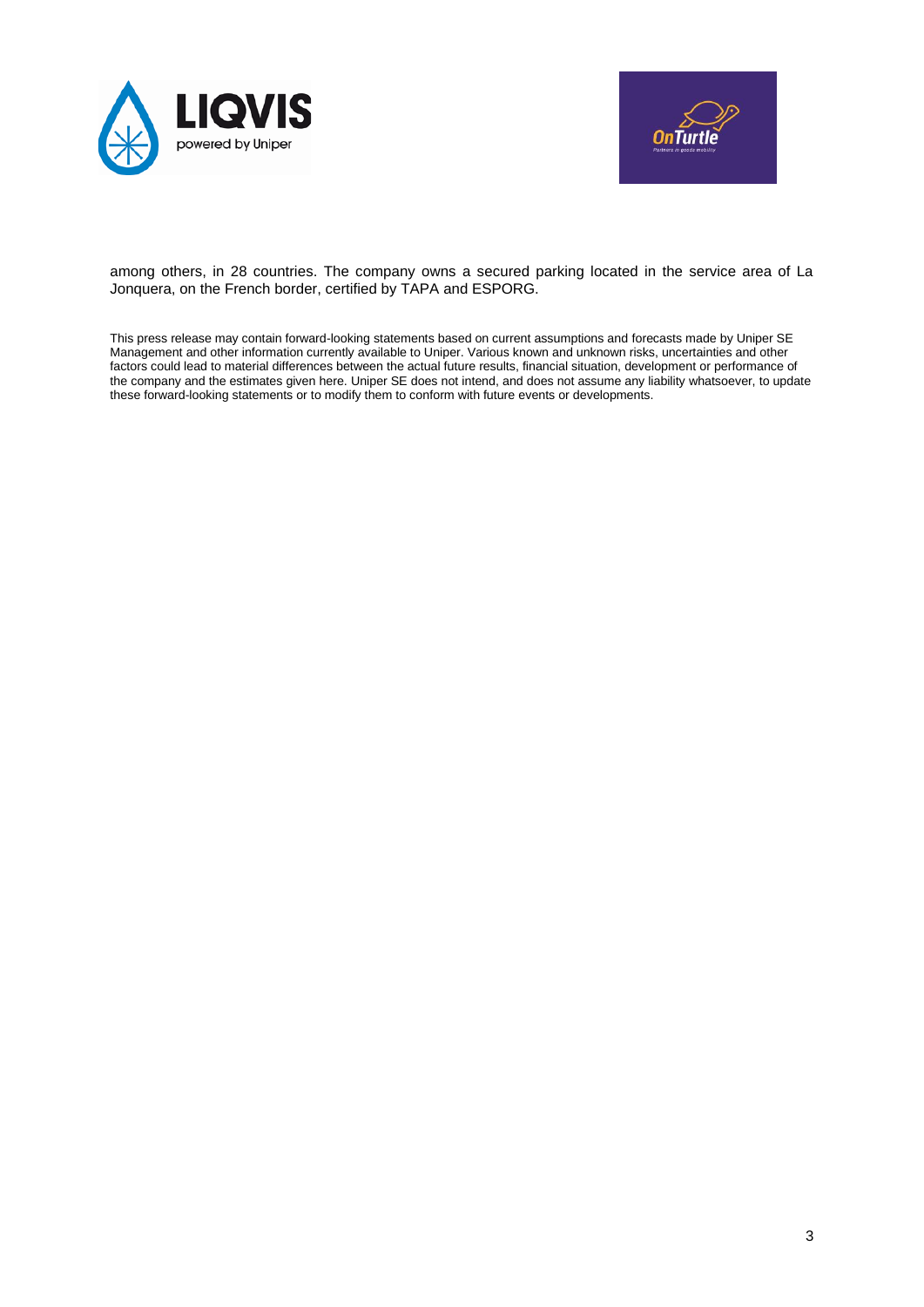among others, in 28 countries. The company owns a secured parking located in the service area of La Jonquera, on the French border, certified by TAPA and ESPORG.

This press release may contain forward-looking statements based on current assumptions and forecasts made by Uniper SE Management and other information currently available to Uniper. Various known and unknown risks, uncertainties and other factors could lead to material differences between the actual future results, financial situation, development or performance of the company and the estimates given here. Uniper SE does not intend, and does not assume any liability whatsoever, to update these forward-looking statements or to modify them to conform with future events or developments.